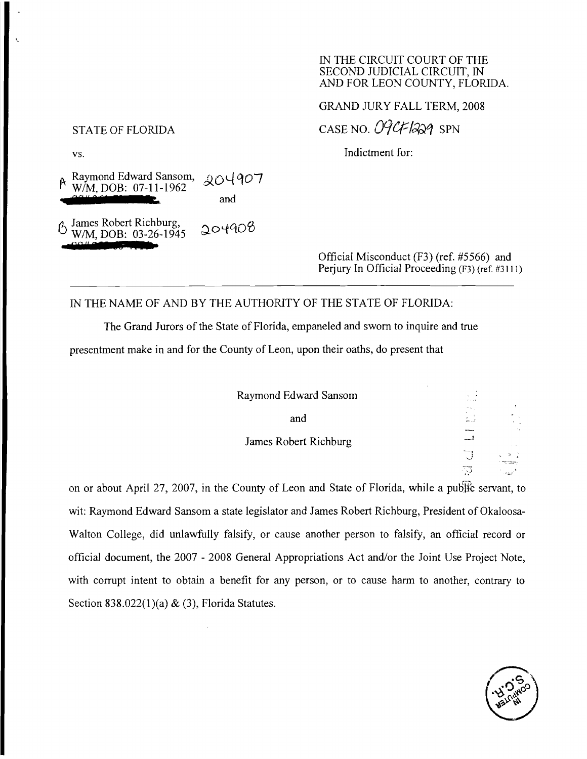IN THE CIRCUIT COURT OF THE SECOND JUDICIAL CIRCUIT, IN AND FOR LEON COUNTY, FLORIDA.

GRAND JURY FALL TERM, 2008

STATE OF FLORIDA

CASE NO. 09CF1229 SPN

vs.

Indictment for:

A Raymond Edward Sansom, 204907
W/M, DOB: 07-11-1962

and

B James Robert Richburg, 204908
W/M, DOB: 03-26-1945

Official Misconduct (F3) (ref. #5566) and Perjury In Official Proceeding (F3) (ref. #3111)

---

IN THE NAME OF AND BY THE AUTHORITY OF THE STATE OF FLORIDA:

The Grand Jurors of the State of Florida, empaneled and sworn to inquire and true presentment make in and for the County of Leon, upon their oaths, do present that

Raymond Edward Sansom

and

James Robert Richburg

on or about April 27, 2007, in the County of Leon and State of Florida, while a public servant, to wit: Raymond Edward Sansom a state legislator and James Robert Richburg, President of Okaloosa-Walton College, did unlawfully falsify, or cause another person to falsify, an official record or official document, the 2007 - 2008 General Appropriations Act and/or the Joint Use Project Note, with corrupt intent to obtain a benefit for any person, or to cause harm to another, contrary to Section 838.022(1)(a) & (3), Florida Statutes.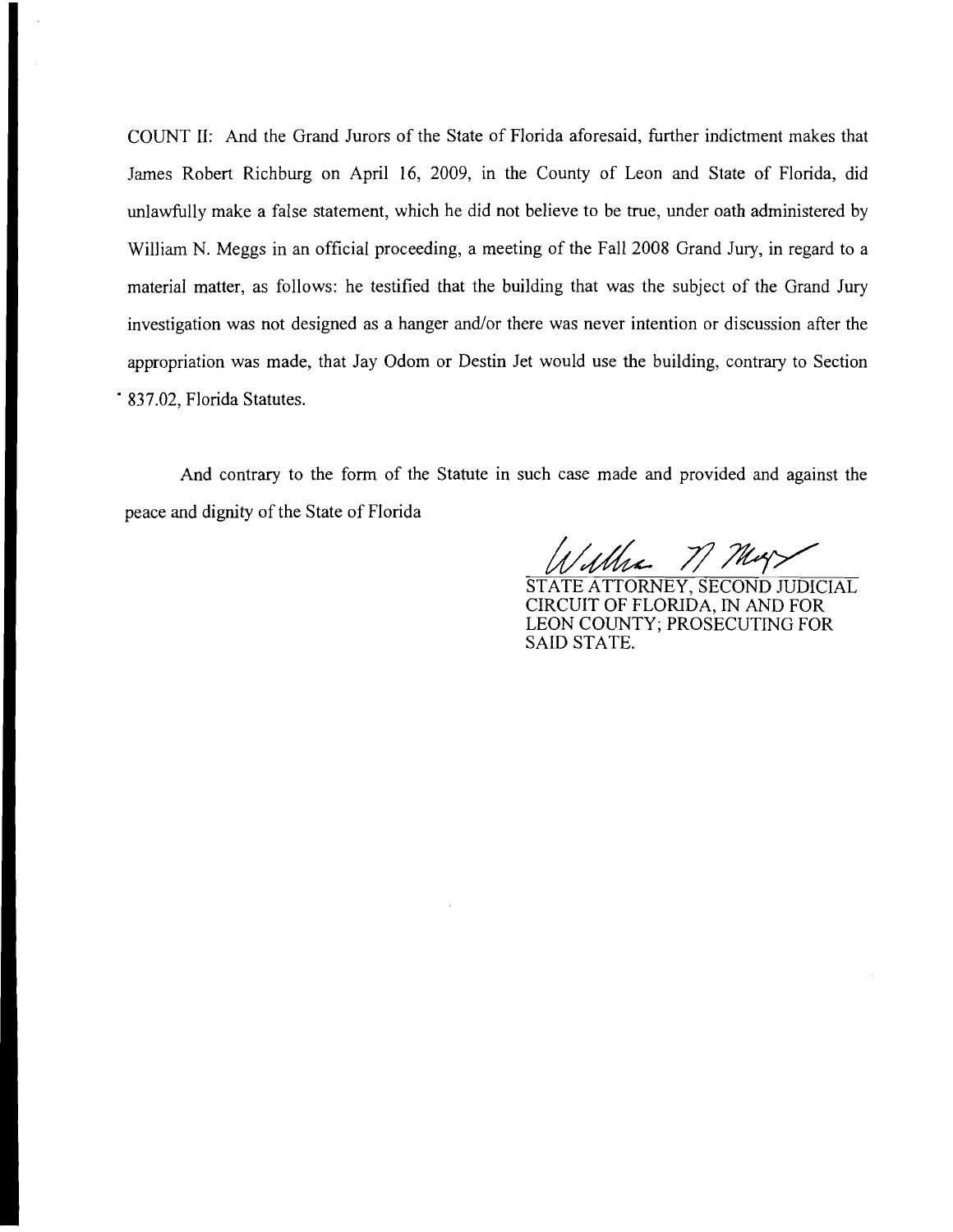COUNT II: And the Grand Jurors of the State of Florida aforesaid, further indictment makes that James Robert Richburg on April 16, 2009, in the County of Leon and State of Florida, did unlawfully make a false statement, which he did not believe to be true, under oath administered by William N. Meggs in an official proceeding, a meeting of the Fall 2008 Grand Jury, in regard to a material matter, as follows: he testified that the building that was the subject of the Grand Jury investigation was not designed as a hanger and/or there was never intention or discussion after the appropriation was made, that Jay Odom or Destin Jet would use the building, contrary to Section 837.02, Florida Statutes.

And contrary to the form of the Statute in such case made and provided and against the peace and dignity of the State of Florida

William N. Meggs

STATE ATTORNEY, SECOND JUDICIAL CIRCUIT OF FLORIDA, IN AND FOR LEON COUNTY; PROSECUTING FOR SAID STATE.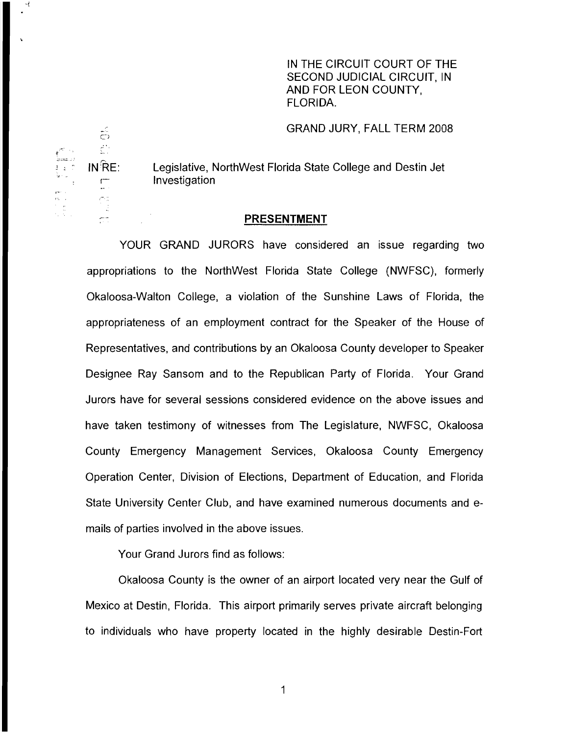IN THE CIRCUIT COURT OF THE SECOND JUDICIAL CIRCUIT, IN AND FOR LEON COUNTY, FLORIDA.

GRAND JURY, FALL TERM 2008

IN RE: Legislative, NorthWest Florida State College and Destin Jet Investigation

## PRESENTMENT

YOUR GRAND JURORS have considered an issue regarding two appropriations to the NorthWest Florida State College (NWFSC), formerly Okaloosa-Walton College, a violation of the Sunshine Laws of Florida, the appropriateness of an employment contract for the Speaker of the House of Representatives, and contributions by an Okaloosa County developer to Speaker Designee Ray Sansom and to the Republican Party of Florida. Your Grand Jurors have for several sessions considered evidence on the above issues and have taken testimony of witnesses from The Legislature, NWFSC, Okaloosa County Emergency Management Services, Okaloosa County Emergency Operation Center, Division of Elections, Department of Education, and Florida State University Center Club, and have examined numerous documents and e-mails of parties involved in the above issues.

Your Grand Jurors find as follows:

Okaloosa County is the owner of an airport located very near the Gulf of Mexico at Destin, Florida. This airport primarily serves private aircraft belonging to individuals who have property located in the highly desirable Destin-Fort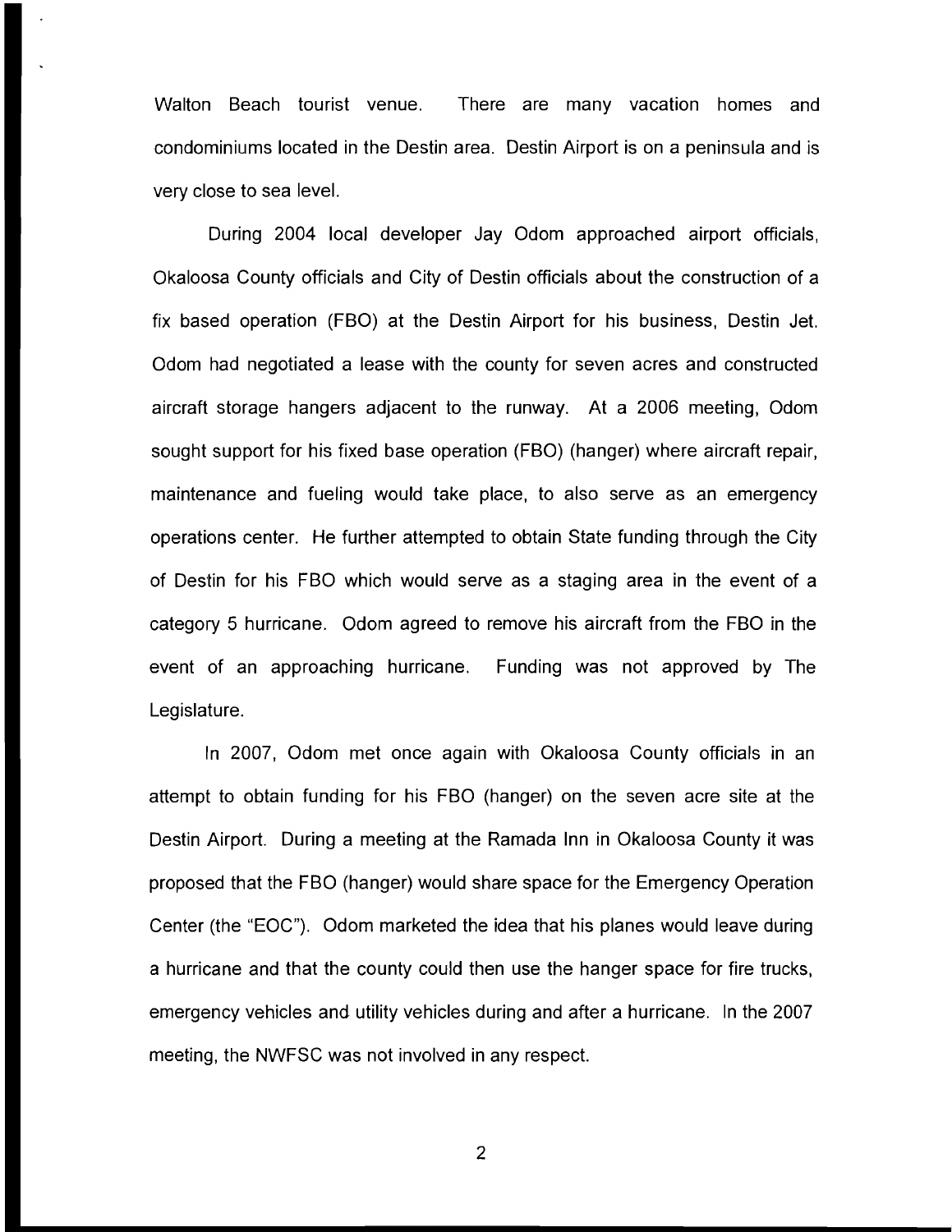Walton Beach tourist venue. There are many vacation homes and condominiums located in the Destin area. Destin Airport is on a peninsula and is very close to sea level.

During 2004 local developer Jay Odom approached airport officials, Okaloosa County officials and City of Destin officials about the construction of a fix based operation (FBO) at the Destin Airport for his business, Destin Jet. Odom had negotiated a lease with the county for seven acres and constructed aircraft storage hangers adjacent to the runway. At a 2006 meeting, Odom sought support for his fixed base operation (FBO) (hanger) where aircraft repair, maintenance and fueling would take place, to also serve as an emergency operations center. He further attempted to obtain State funding through the City of Destin for his FBO which would serve as a staging area in the event of a category 5 hurricane. Odom agreed to remove his aircraft from the FBO in the event of an approaching hurricane. Funding was not approved by The Legislature.

In 2007, Odom met once again with Okaloosa County officials in an attempt to obtain funding for his FBO (hanger) on the seven acre site at the Destin Airport. During a meeting at the Ramada Inn in Okaloosa County it was proposed that the FBO (hanger) would share space for the Emergency Operation Center (the "EOC"). Odom marketed the idea that his planes would leave during a hurricane and that the county could then use the hanger space for fire trucks, emergency vehicles and utility vehicles during and after a hurricane. In the 2007 meeting, the NWFSC was not involved in any respect.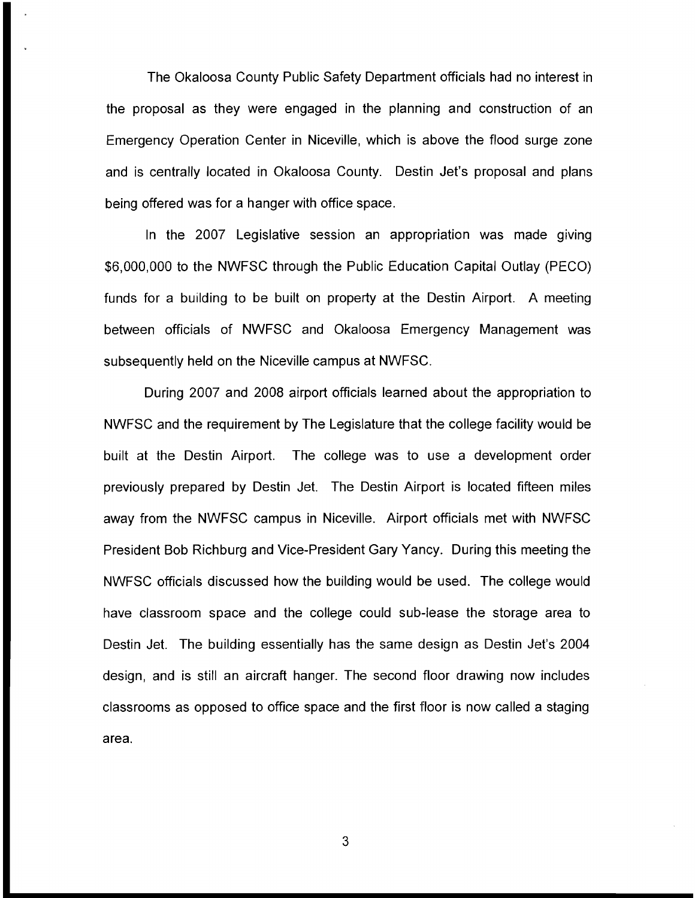The Okaloosa County Public Safety Department officials had no interest in the proposal as they were engaged in the planning and construction of an Emergency Operation Center in Niceville, which is above the flood surge zone and is centrally located in Okaloosa County. Destin Jet's proposal and plans being offered was for a hanger with office space.

In the 2007 Legislative session an appropriation was made giving $6,000,000 to the NWFSC through the Public Education Capital Outlay (PECO) funds for a building to be built on property at the Destin Airport. A meeting between officials of NWFSC and Okaloosa Emergency Management was subsequently held on the Niceville campus at NWFSC.

During 2007 and 2008 airport officials learned about the appropriation to NWFSC and the requirement by The Legislature that the college facility would be built at the Destin Airport. The college was to use a development order previously prepared by Destin Jet. The Destin Airport is located fifteen miles away from the NWFSC campus in Niceville. Airport officials met with NWFSC President Bob Richburg and Vice-President Gary Yancy. During this meeting the NWFSC officials discussed how the building would be used. The college would have classroom space and the college could sub-lease the storage area to Destin Jet. The building essentially has the same design as Destin Jet's 2004 design, and is still an aircraft hanger. The second floor drawing now includes classrooms as opposed to office space and the first floor is now called a staging area.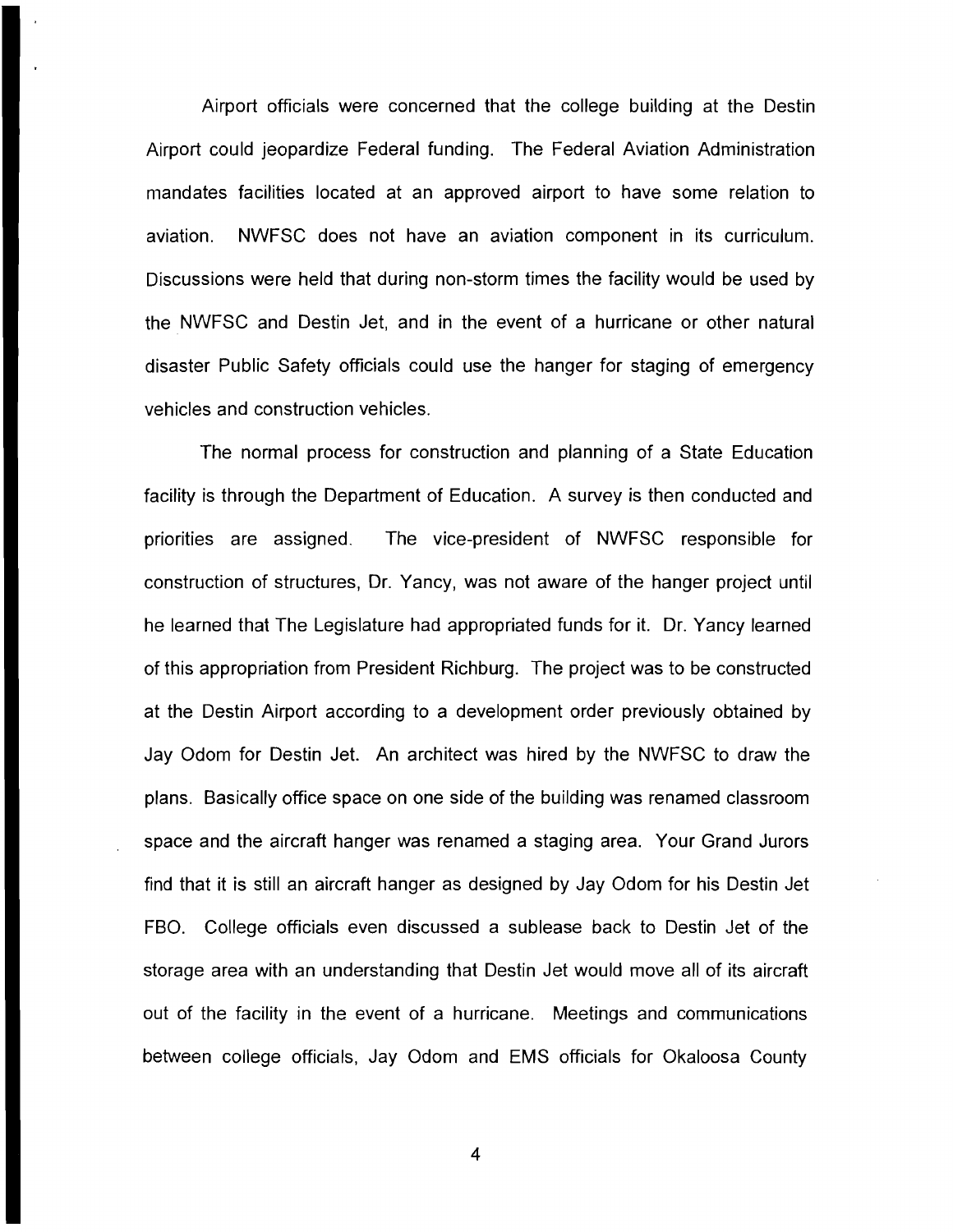Airport officials were concerned that the college building at the Destin Airport could jeopardize Federal funding. The Federal Aviation Administration mandates facilities located at an approved airport to have some relation to aviation. NWFSC does not have an aviation component in its curriculum. Discussions were held that during non-storm times the facility would be used by the NWFSC and Destin Jet, and in the event of a hurricane or other natural disaster Public Safety officials could use the hanger for staging of emergency vehicles and construction vehicles.

The normal process for construction and planning of a State Education facility is through the Department of Education. A survey is then conducted and priorities are assigned. The vice-president of NWFSC responsible for construction of structures, Dr. Yancy, was not aware of the hanger project until he learned that The Legislature had appropriated funds for it. Dr. Yancy learned of this appropriation from President Richburg. The project was to be constructed at the Destin Airport according to a development order previously obtained by Jay Odom for Destin Jet. An architect was hired by the NWFSC to draw the plans. Basically office space on one side of the building was renamed classroom space and the aircraft hanger was renamed a staging area. Your Grand Jurors find that it is still an aircraft hanger as designed by Jay Odom for his Destin Jet FBO. College officials even discussed a sublease back to Destin Jet of the storage area with an understanding that Destin Jet would move all of its aircraft out of the facility in the event of a hurricane. Meetings and communications between college officials, Jay Odom and EMS officials for Okaloosa County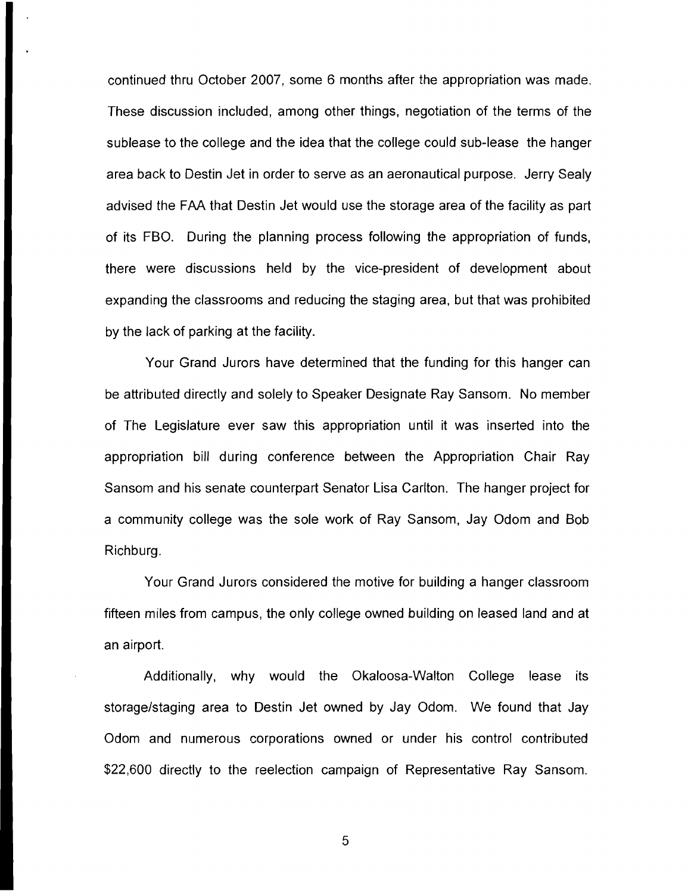continued thru October 2007, some 6 months after the appropriation was made. These discussion included, among other things, negotiation of the terms of the sublease to the college and the idea that the college could sub-lease the hanger area back to Destin Jet in order to serve as an aeronautical purpose. Jerry Sealy advised the FAA that Destin Jet would use the storage area of the facility as part of its FBO. During the planning process following the appropriation of funds, there were discussions held by the vice-president of development about expanding the classrooms and reducing the staging area, but that was prohibited by the lack of parking at the facility.

Your Grand Jurors have determined that the funding for this hanger can be attributed directly and solely to Speaker Designate Ray Sansom. No member of The Legislature ever saw this appropriation until it was inserted into the appropriation bill during conference between the Appropriation Chair Ray Sansom and his senate counterpart Senator Lisa Carlton. The hanger project for a community college was the sole work of Ray Sansom, Jay Odom and Bob Richburg.

Your Grand Jurors considered the motive for building a hanger classroom fifteen miles from campus, the only college owned building on leased land and at an airport.

Additionally, why would the Okaloosa-Walton College lease its storage/staging area to Destin Jet owned by Jay Odom. We found that Jay Odom and numerous corporations owned or under his control contributed $22,600 directly to the reelection campaign of Representative Ray Sansom.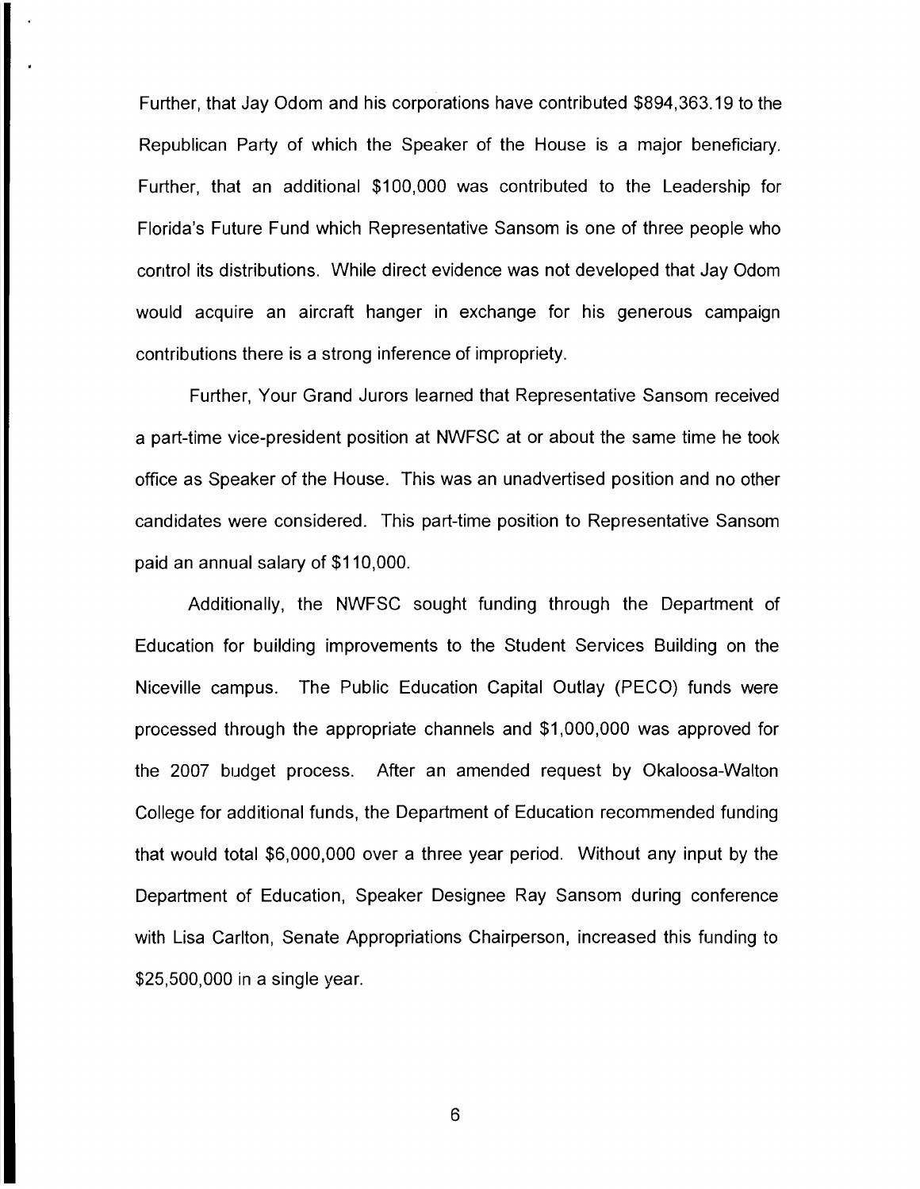Further, that Jay Odom and his corporations have contributed $894,363.19 to the Republican Party of which the Speaker of the House is a major beneficiary. Further, that an additional $100,000 was contributed to the Leadership for Florida's Future Fund which Representative Sansom is one of three people who control its distributions. While direct evidence was not developed that Jay Odom would acquire an aircraft hanger in exchange for his generous campaign contributions there is a strong inference of impropriety.

Further, Your Grand Jurors learned that Representative Sansom received a part-time vice-president position at NWFSC at or about the same time he took office as Speaker of the House. This was an unadvertised position and no other candidates were considered. This part-time position to Representative Sansom paid an annual salary of $110,000.

Additionally, the NWFSC sought funding through the Department of Education for building improvements to the Student Services Building on the Niceville campus. The Public Education Capital Outlay (PECO) funds were processed through the appropriate channels and $1,000,000 was approved for the 2007 budget process. After an amended request by Okaloosa-Walton College for additional funds, the Department of Education recommended funding that would total $6,000,000 over a three year period. Without any input by the Department of Education, Speaker Designee Ray Sansom during conference with Lisa Carlton, Senate Appropriations Chairperson, increased this funding to $25,500,000 in a single year.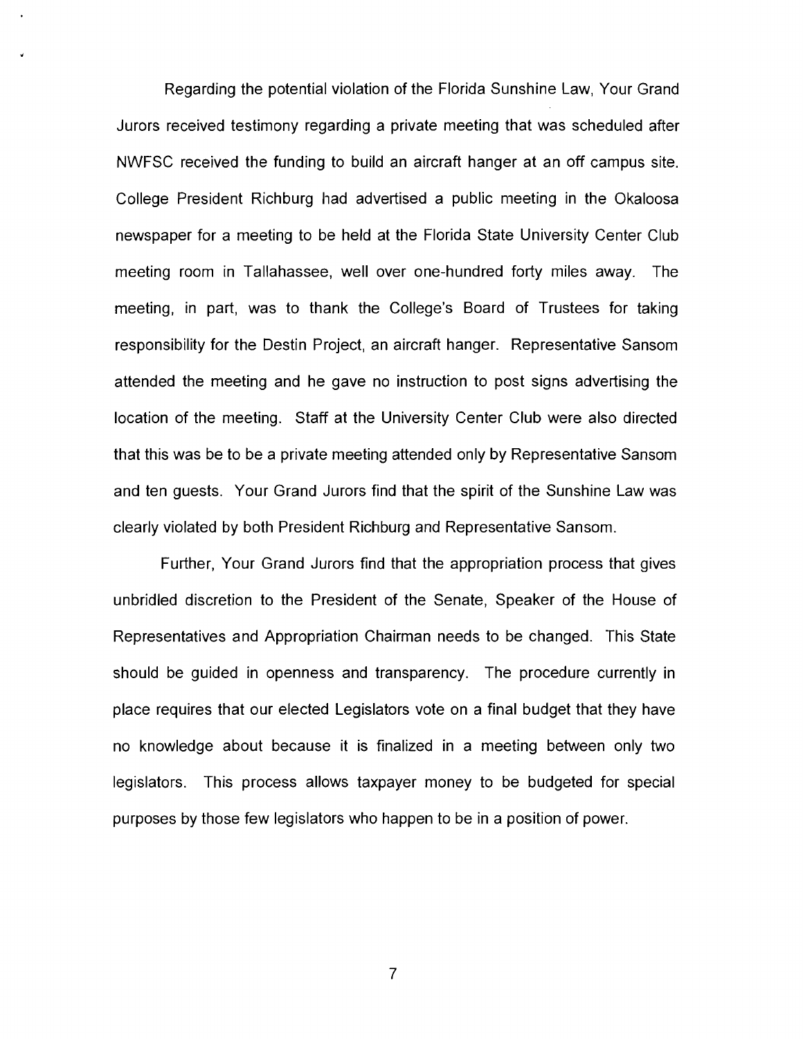Regarding the potential violation of the Florida Sunshine Law, Your Grand Jurors received testimony regarding a private meeting that was scheduled after NWFSC received the funding to build an aircraft hanger at an off campus site. College President Richburg had advertised a public meeting in the Okaloosa newspaper for a meeting to be held at the Florida State University Center Club meeting room in Tallahassee, well over one-hundred forty miles away. The meeting, in part, was to thank the College's Board of Trustees for taking responsibility for the Destin Project, an aircraft hanger. Representative Sansom attended the meeting and he gave no instruction to post signs advertising the location of the meeting. Staff at the University Center Club were also directed that this was be to be a private meeting attended only by Representative Sansom and ten guests. Your Grand Jurors find that the spirit of the Sunshine Law was clearly violated by both President Richburg and Representative Sansom.

Further, Your Grand Jurors find that the appropriation process that gives unbridled discretion to the President of the Senate, Speaker of the House of Representatives and Appropriation Chairman needs to be changed. This State should be guided in openness and transparency. The procedure currently in place requires that our elected Legislators vote on a final budget that they have no knowledge about because it is finalized in a meeting between only two legislators. This process allows taxpayer money to be budgeted for special purposes by those few legislators who happen to be in a position of power.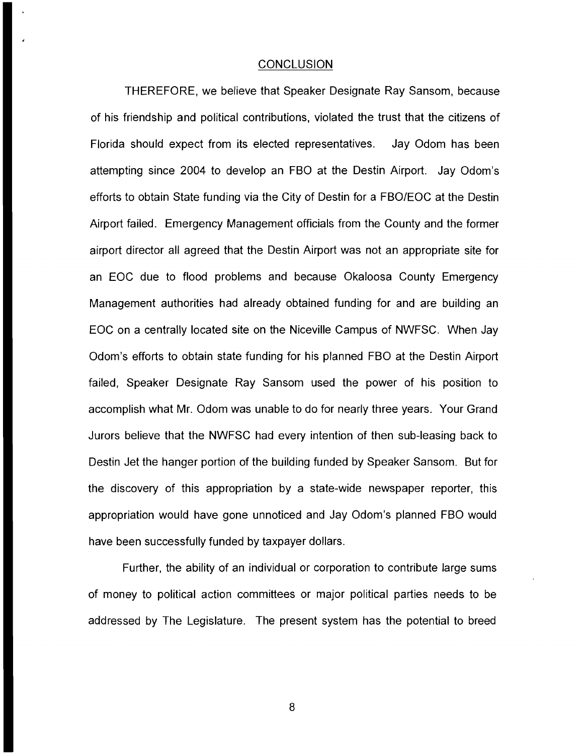## CONCLUSION

THEREFORE, we believe that Speaker Designate Ray Sansom, because of his friendship and political contributions, violated the trust that the citizens of Florida should expect from its elected representatives. Jay Odom has been attempting since 2004 to develop an FBO at the Destin Airport. Jay Odom's efforts to obtain State funding via the City of Destin for a FBO/EOC at the Destin Airport failed. Emergency Management officials from the County and the former airport director all agreed that the Destin Airport was not an appropriate site for an EOC due to flood problems and because Okaloosa County Emergency Management authorities had already obtained funding for and are building an EOC on a centrally located site on the Niceville Campus of NWFSC. When Jay Odom's efforts to obtain state funding for his planned FBO at the Destin Airport failed, Speaker Designate Ray Sansom used the power of his position to accomplish what Mr. Odom was unable to do for nearly three years. Your Grand Jurors believe that the NWFSC had every intention of then sub-leasing back to Destin Jet the hanger portion of the building funded by Speaker Sansom. But for the discovery of this appropriation by a state-wide newspaper reporter, this appropriation would have gone unnoticed and Jay Odom's planned FBO would have been successfully funded by taxpayer dollars.

Further, the ability of an individual or corporation to contribute large sums of money to political action committees or major political parties needs to be addressed by The Legislature. The present system has the potential to breed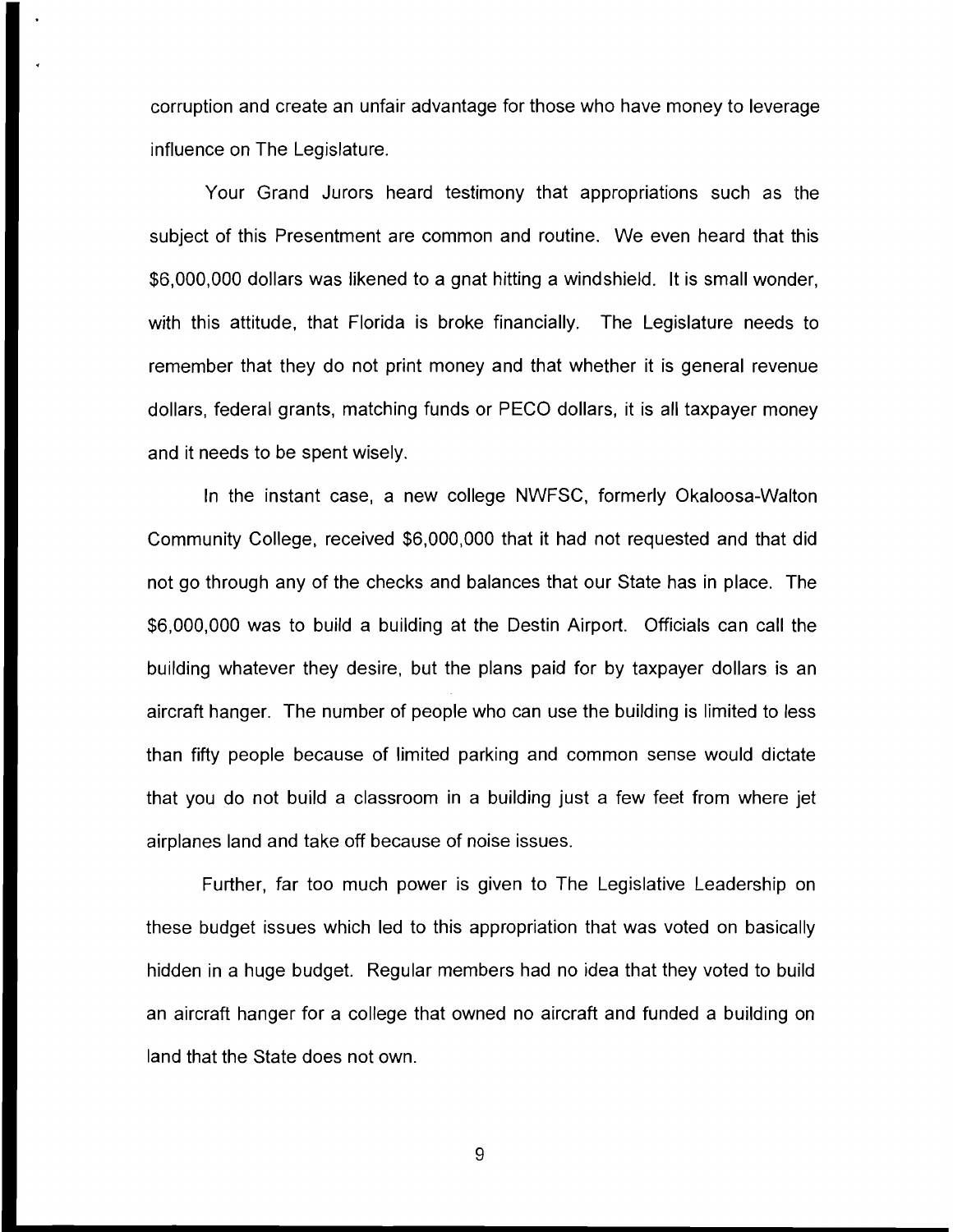corruption and create an unfair advantage for those who have money to leverage influence on The Legislature.

Your Grand Jurors heard testimony that appropriations such as the subject of this Presentment are common and routine. We even heard that this $6,000,000 dollars was likened to a gnat hitting a windshield. It is small wonder, with this attitude, that Florida is broke financially. The Legislature needs to remember that they do not print money and that whether it is general revenue dollars, federal grants, matching funds or PECO dollars, it is all taxpayer money and it needs to be spent wisely.

In the instant case, a new college NWFSC, formerly Okaloosa-Walton Community College, received $6,000,000 that it had not requested and that did not go through any of the checks and balances that our State has in place. The $6,000,000 was to build a building at the Destin Airport. Officials can call the building whatever they desire, but the plans paid for by taxpayer dollars is an aircraft hanger. The number of people who can use the building is limited to less than fifty people because of limited parking and common sense would dictate that you do not build a classroom in a building just a few feet from where jet airplanes land and take off because of noise issues.

Further, far too much power is given to The Legislative Leadership on these budget issues which led to this appropriation that was voted on basically hidden in a huge budget. Regular members had no idea that they voted to build an aircraft hanger for a college that owned no aircraft and funded a building on land that the State does not own.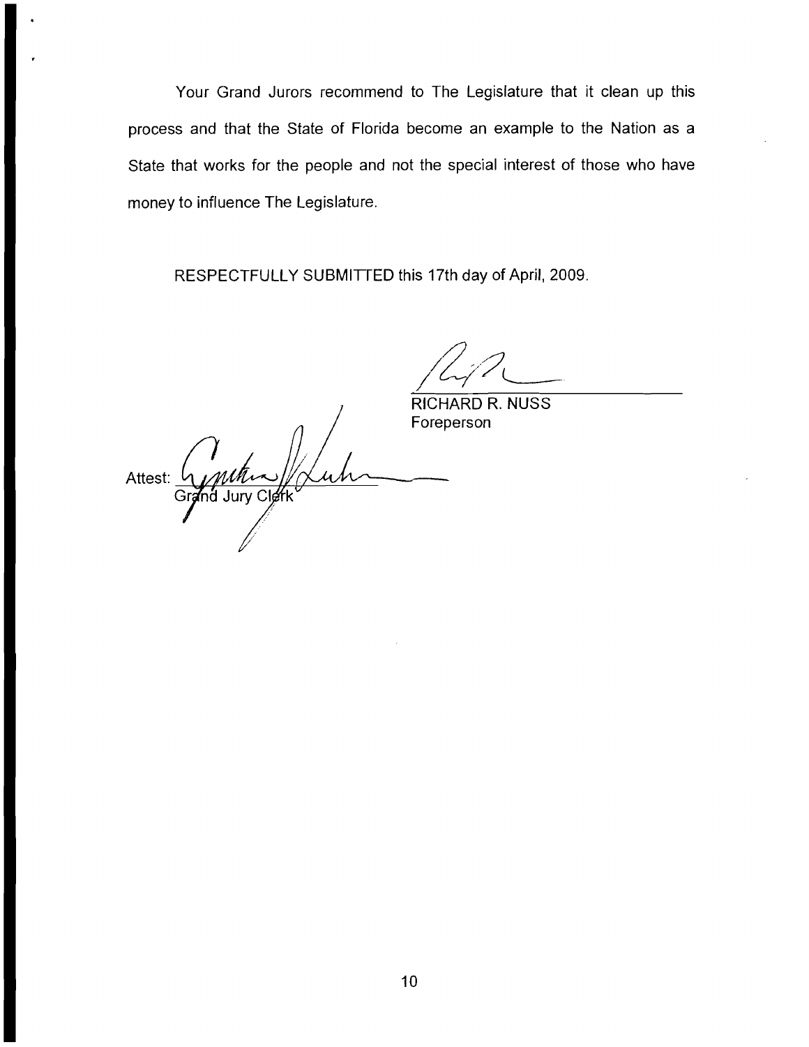Your Grand Jurors recommend to The Legislature that it clean up this process and that the State of Florida become an example to the Nation as a State that works for the people and not the special interest of those who have money to influence The Legislature.

RESPECTFULLY SUBMITTED this 17th day of April, 2009.

RICHARD R. NUSS
Foreperson

Attest:
Grand Jury Clerk